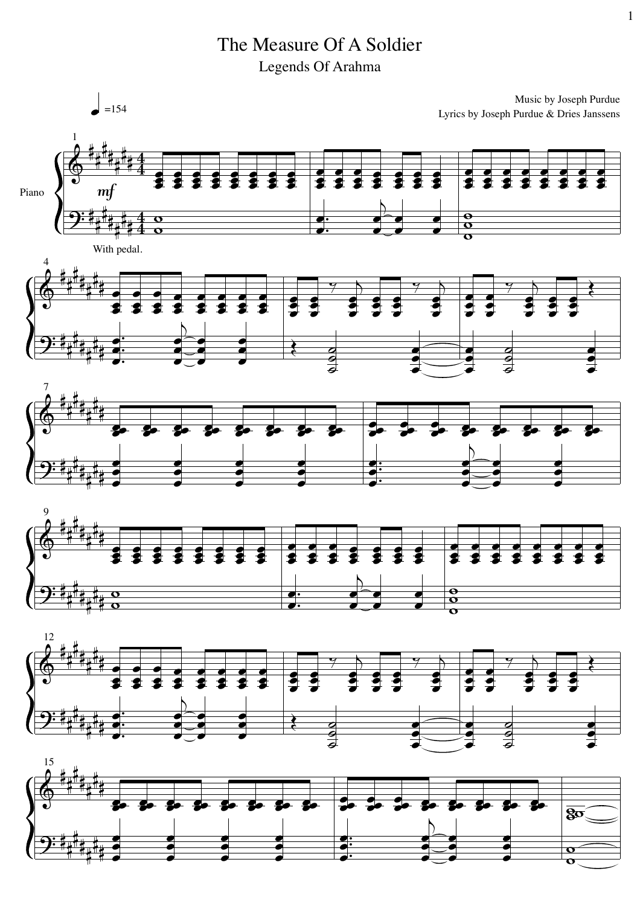# The Measure Of A Soldier

## Legends Of Arahma

♩=154

Music by Joseph Purdue

Lyrics by Joseph Purdue & Dries Janssens

Piano

*mf*

With pedal.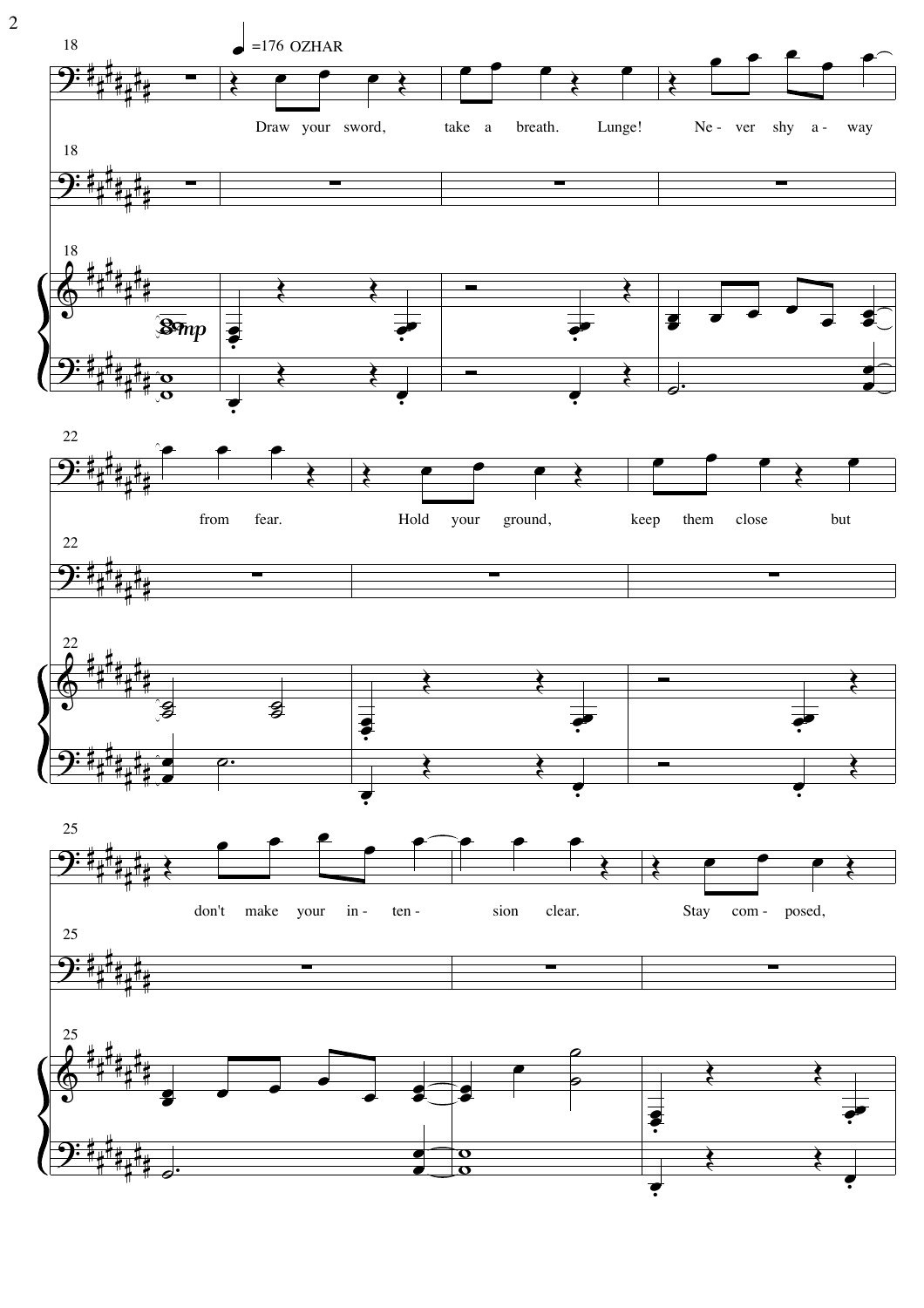♩=176 OZHAR

Draw your sword, take a breath. Lunge! Never shy away from fear. Hold your ground, keep them close but don't make your intension clear. Stay composed,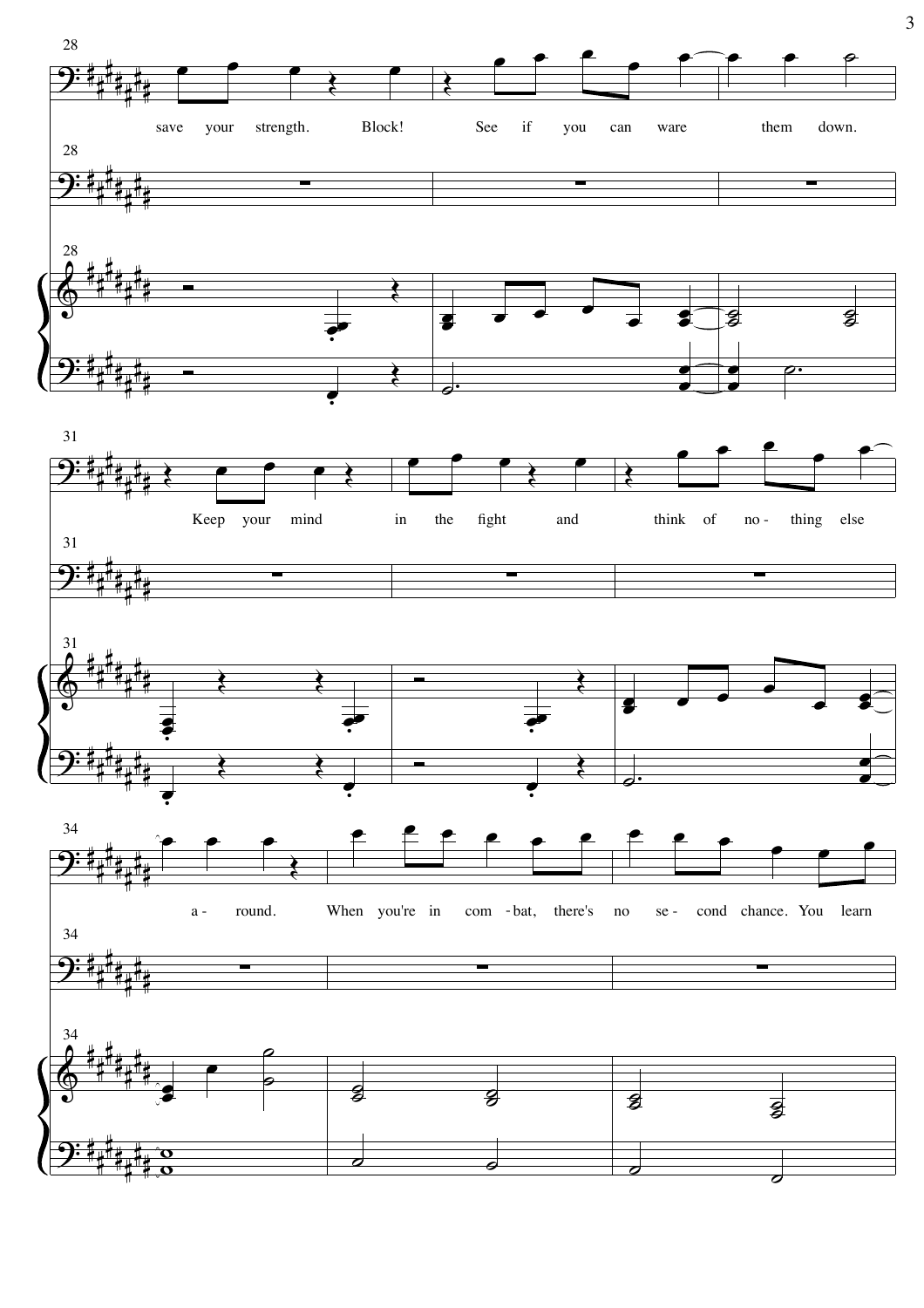28

save your strength. Block! See if you can ware them down.

31

Keep your mind in the fight and think of no - thing else

34

a - round. When you're in com - bat, there's no se - cond chance. You learn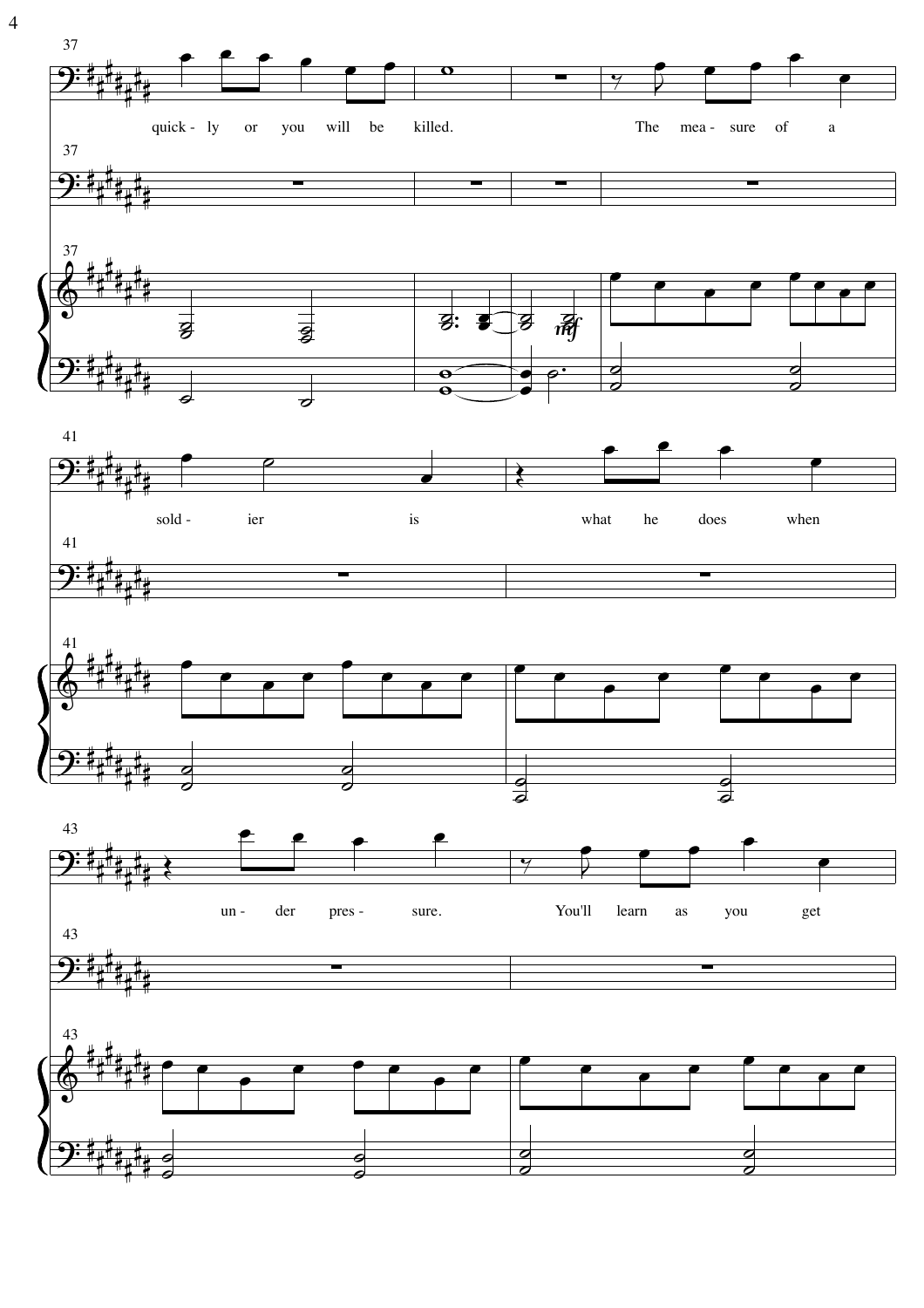37

quick - ly or you will be killed. The mea - sure of a

41

sold - ier is what he does when

43

un - der pres - sure. You'll learn as you get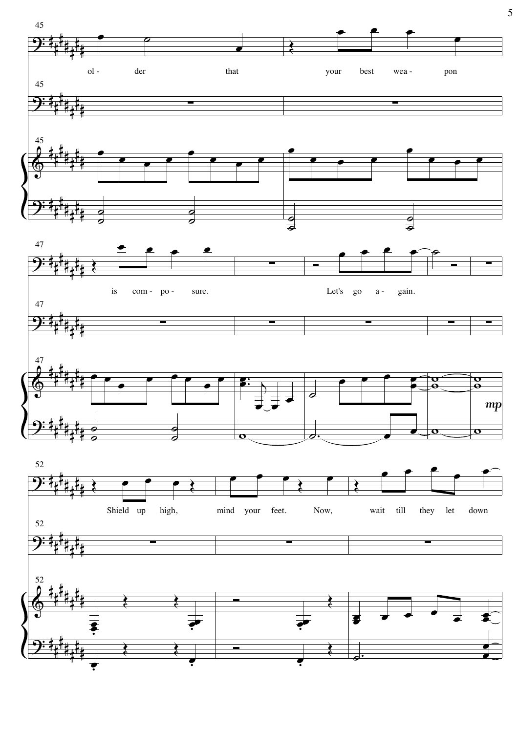ol - der that your best wea - pon

is com - po - sure. Let's go a - gain.

*mp*

Shield up high, mind your feet. Now, wait till they let down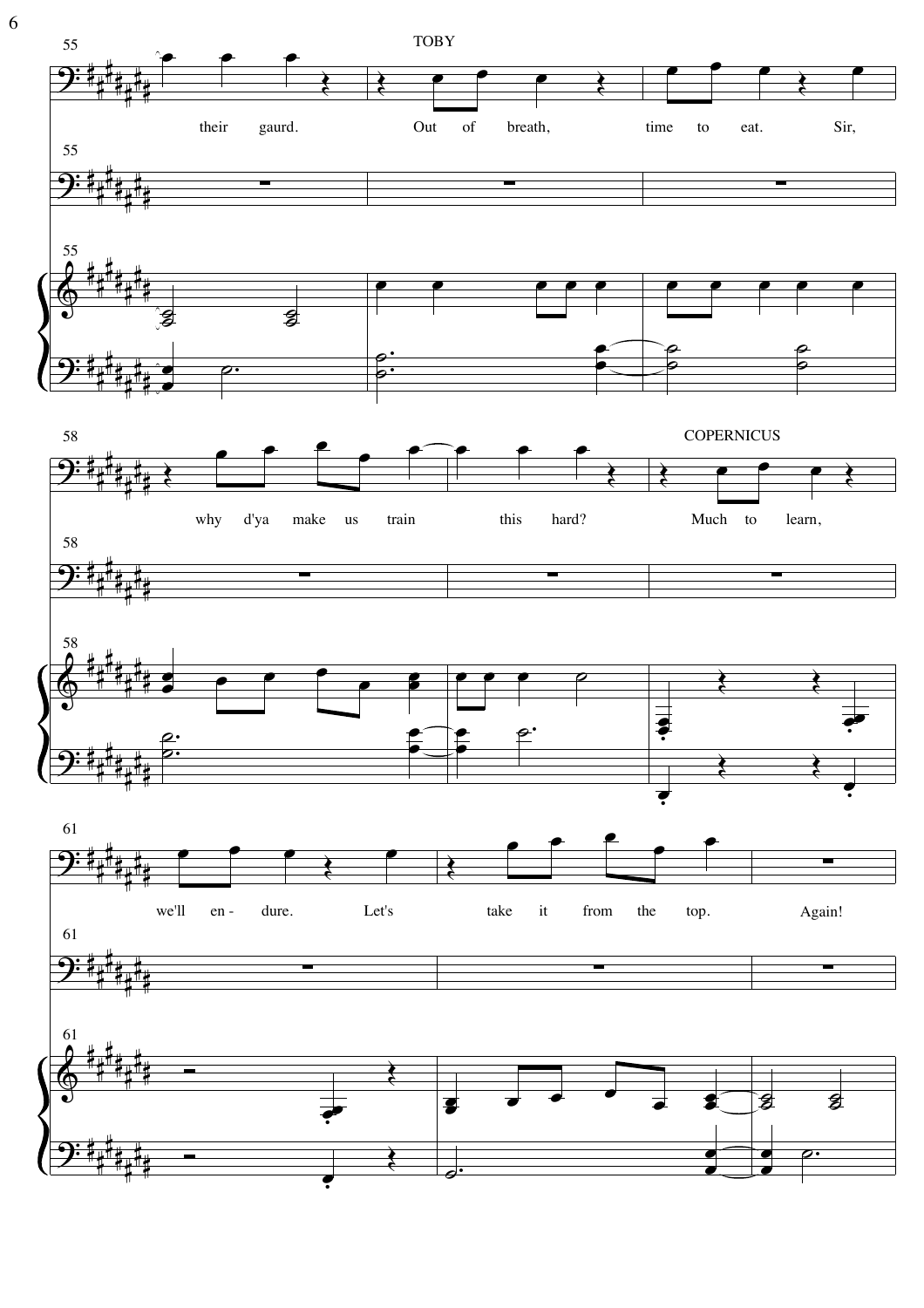TOBY

their gaurd. Out of breath, time to eat. Sir,

why d'ya make us train this hard?

COPERNICUS

Much to learn,

we'll en - dure. Let's take it from the top. Again!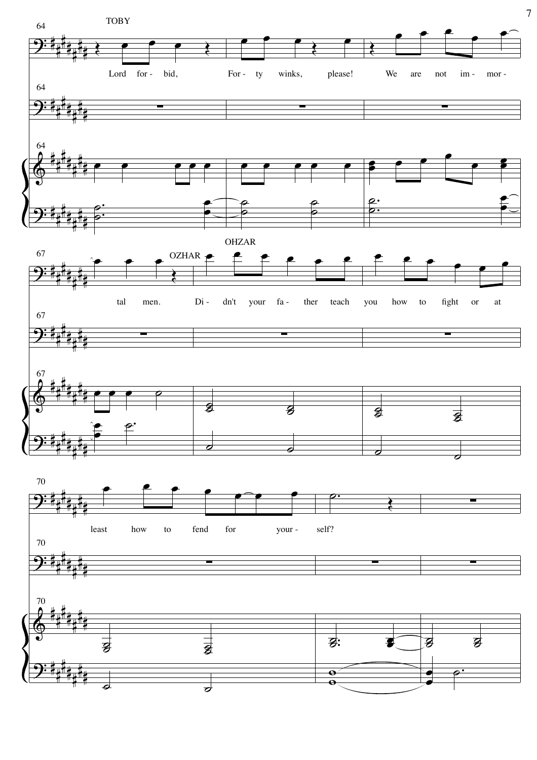TOBY

Lord for - bid, For - ty winks, please! We are not im - mor - tal men.

OZHAR

Di - dn't your fa - ther teach you how to fight or at least how to fend for your - self?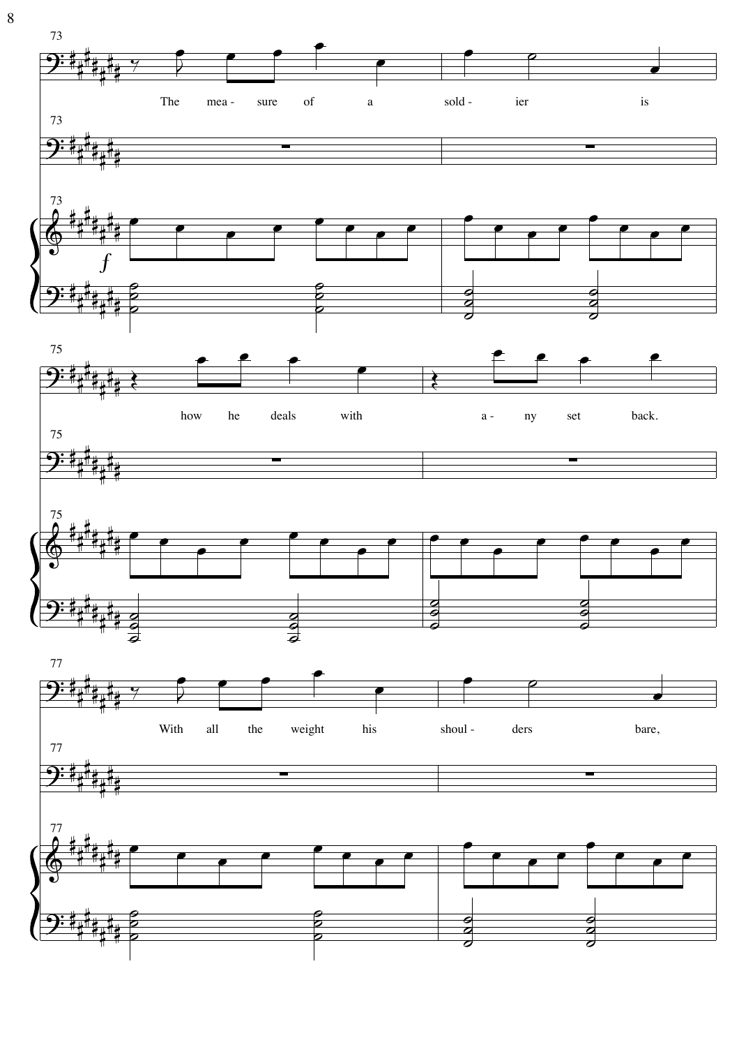The measure of a soldier is how he deals with any set back.

With all the weight his shoulders bare,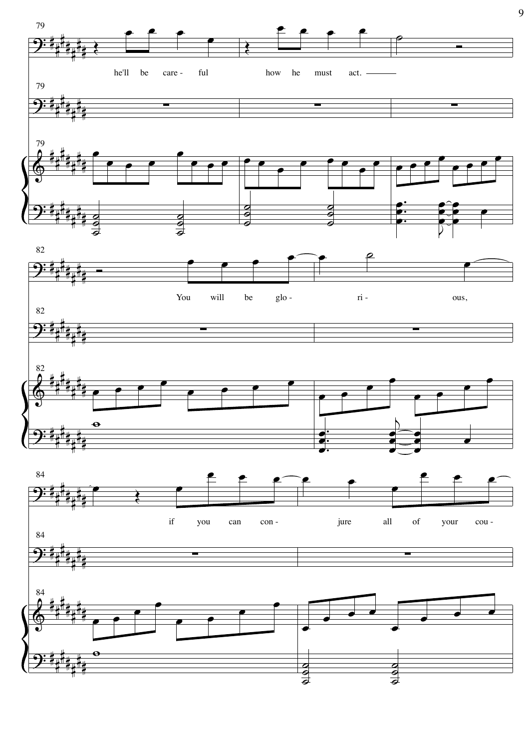he'll be care - ful how he must act.

You will be glo - ri - ous,

if you can con - jure all of your cou -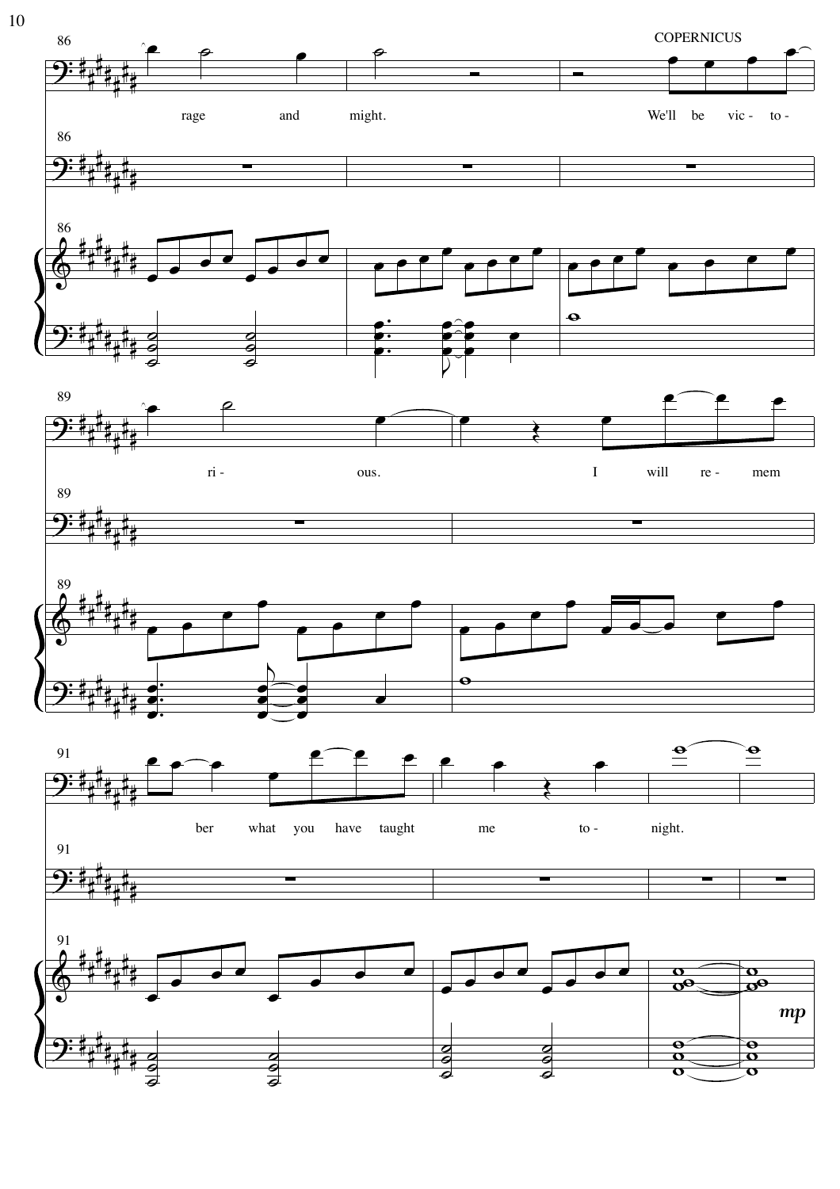COPERNICUS

86

rage and might. We'll be vic - to -

89

ri - ous. I will re - mem

91

ber what you have taught me to - night.

*mp*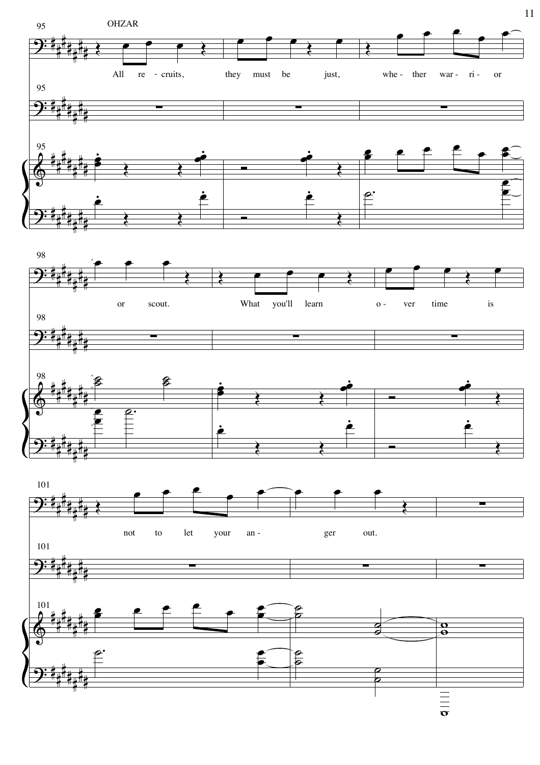OHZAR

All re - cruits, they must be just, whe - ther war - ri - or or scout. What you'll learn o - ver time is not to let your an - ger out.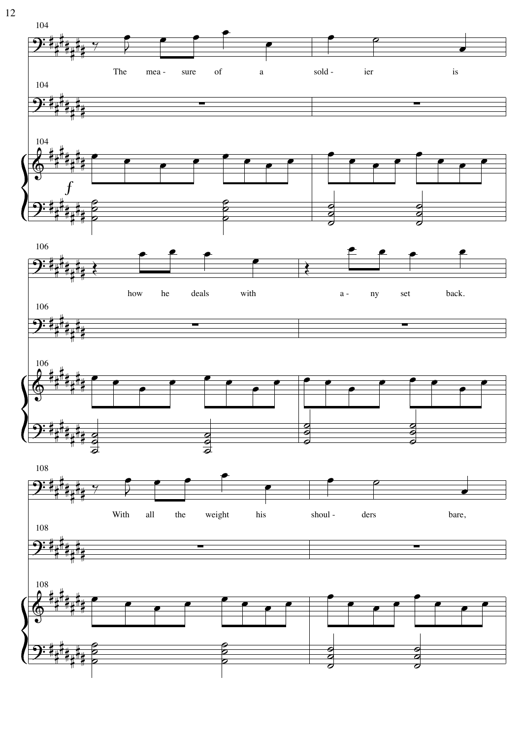104

The mea - sure of a sold - ier is

106

how he deals with a - ny set back.

108

With all the weight his shoul - ders bare,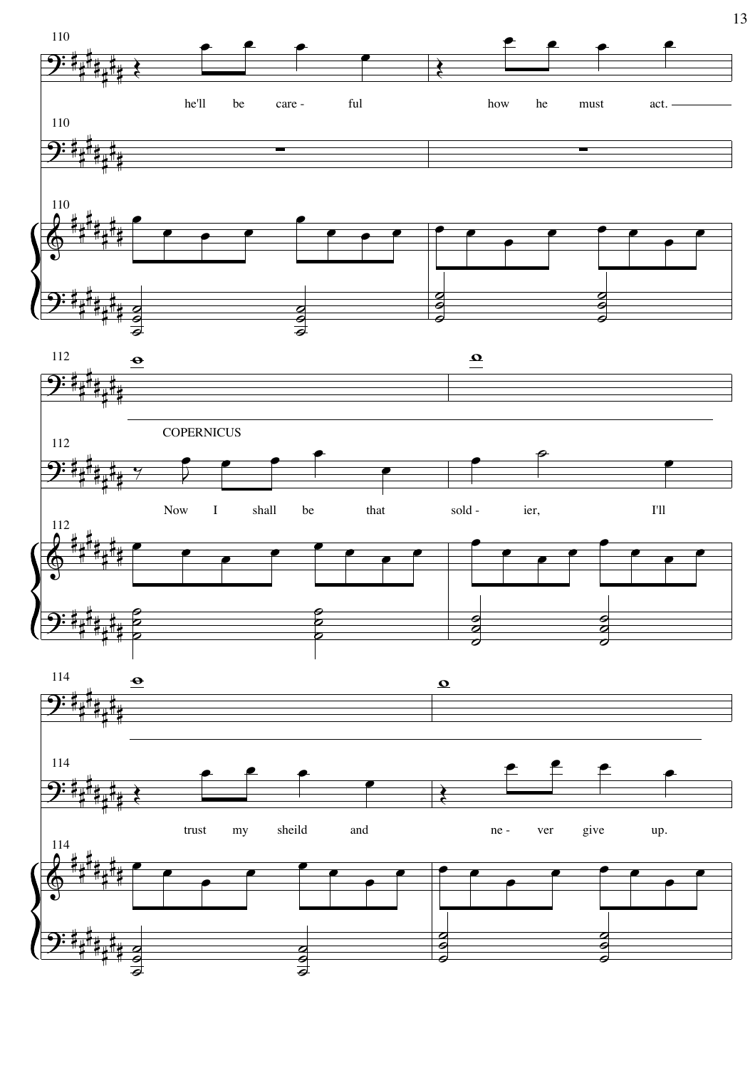110

he'll be care - ful how he must act.

110

110

112

COPERNICUS

112

Now I shall be that sold - ier, I'll

112

114

114

trust my sheild and ne - ver give up.

114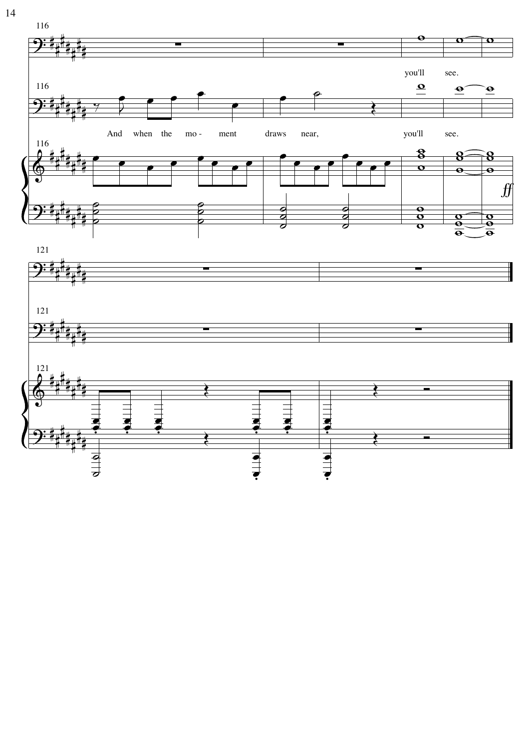116

you'll see.

116

And when the mo - ment draws near, you'll see.

116

*ff*

121

121

121